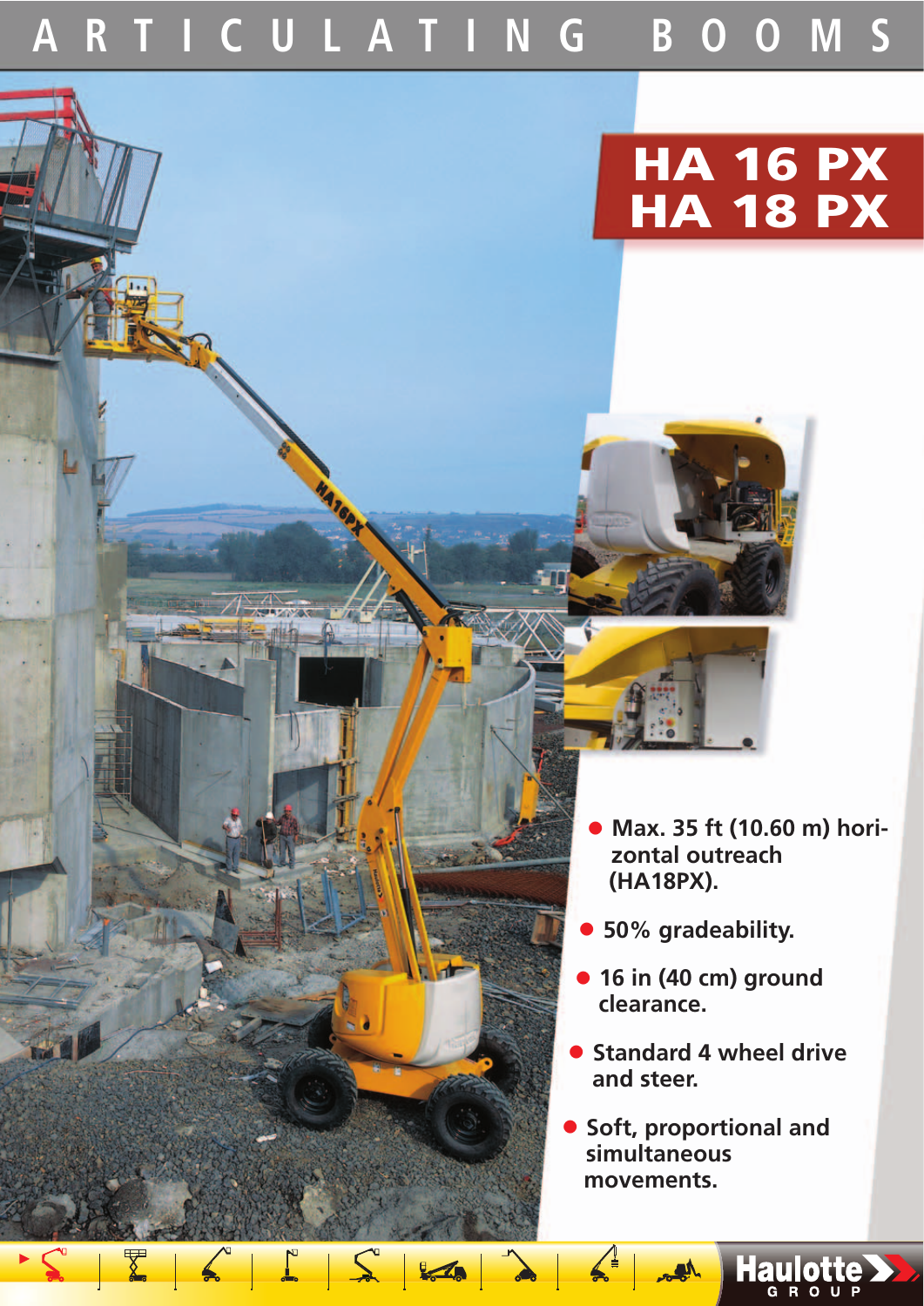# ARTICULATING BOOMS

## HA 16 PX
## HA 18 PX

- Max. 35 ft (10.60 m) horizontal outreach (HA18PX).
- 50% gradeability.
- 16 in (40 cm) ground clearance.
- Standard 4 wheel drive and steer.
- Soft, proportional and simultaneous movements.

Haulotte GROUP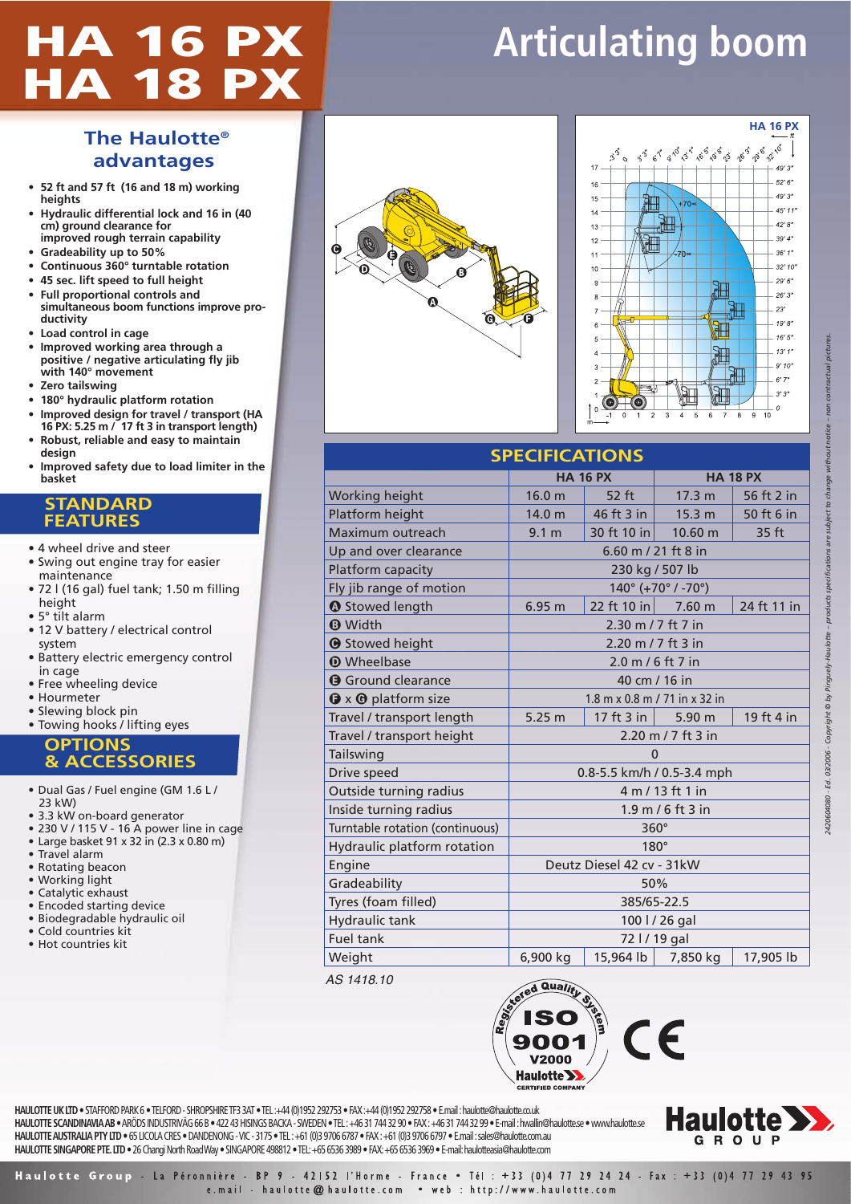# HA 16 PX
# HA 18 PX

# Articulating boom

## The Haulotte® advantages

- **52 ft and 57 ft (16 and 18 m) working heights**
- **Hydraulic differential lock and 16 in (40 cm) ground clearance for improved rough terrain capability**
- **Gradeability up to 50%**
- **Continuous 360° turntable rotation**
- **45 sec. lift speed to full height**
- **Full proportional controls and simultaneous boom functions improve productivity**
- **Load control in cage**
- **Improved working area through a positive / negative articulating fly jib with 140° movement**
- **Zero tailswing**
- **180° hydraulic platform rotation**
- **Improved design for travel / transport (HA 16 PX: 5.25 m / 17 ft 3 in transport length)**
- **Robust, reliable and easy to maintain design**
- **Improved safety due to load limiter in the basket**

## STANDARD FEATURES

- 4 wheel drive and steer
- Swing out engine tray for easier maintenance
- 72 l (16 gal) fuel tank; 1.50 m filling height
- 5° tilt alarm
- 12 V battery / electrical control system
- Battery electric emergency control in cage
- Free wheeling device
- Hourmeter
- Slewing block pin
- Towing hooks / lifting eyes

## OPTIONS & ACCESSORIES

- Dual Gas / Fuel engine (GM 1.6 L / 23 kW)
- 3.3 kW on-board generator
- 230 V / 115 V - 16 A power line in cage
- Large basket 91 x 32 in (2.3 x 0.80 m)
- Travel alarm
- Rotating beacon
- Working light
- Catalytic exhaust
- Encoded starting device
- Biodegradable hydraulic oil
- Cold countries kit
- Hot countries kit

HA 16 PX

## SPECIFICATIONS

| | HA 16 PX | | HA 18 PX | |
|---|---|---|---|---|
| Working height | 16.0 m | 52 ft | 17.3 m | 56 ft 2 in |
| Platform height | 14.0 m | 46 ft 3 in | 15.3 m | 50 ft 6 in |
| Maximum outreach | 9.1 m | 30 ft 10 in | 10.60 m | 35 ft |
| Up and over clearance | 6.60 m / 21 ft 8 in | | | |
| Platform capacity | 230 kg / 507 lb | | | |
| Fly jib range of motion | 140° (+70° / -70°) | | | |
| A Stowed length | 6.95 m | 22 ft 10 in | 7.60 m | 24 ft 11 in |
| B Width | 2.30 m / 7 ft 7 in | | | |
| C Stowed height | 2.20 m / 7 ft 3 in | | | |
| D Wheelbase | 2.0 m / 6 ft 7 in | | | |
| E Ground clearance | 40 cm / 16 in | | | |
| F x G platform size | 1.8 m x 0.8 m / 71 in x 32 in | | | |
| Travel / transport length | 5.25 m | 17 ft 3 in | 5.90 m | 19 ft 4 in |
| Travel / transport height | 2.20 m / 7 ft 3 in | | | |
| Tailswing | 0 | | | |
| Drive speed | 0.8-5.5 km/h / 0.5-3.4 mph | | | |
| Outside turning radius | 4 m / 13 ft 1 in | | | |
| Inside turning radius | 1.9 m / 6 ft 3 in | | | |
| Turntable rotation (continuous) | 360° | | | |
| Hydraulic platform rotation | 180° | | | |
| Engine | Deutz Diesel 42 cv - 31kW | | | |
| Gradeability | 50% | | | |
| Tyres (foam filled) | 385/65-22.5 | | | |
| Hydraulic tank | 100 l / 26 gal | | | |
| Fuel tank | 72 l / 19 gal | | | |
| Weight | 6,900 kg | 15,964 lb | 7,850 kg | 17,905 lb |

*AS 1418.10*

Registered Quality System ISO 9001 V2000 Haulotte CERTIFIED COMPANY

*2420604080 - Ed. 03/2006 - Copyright © by Pinguely-Haulotte – products specifications are subject to change without notice – non contractual pictures.*

**HAULOTTE UK LTD** • STAFFORD PARK 6 • TELFORD - SHROPSHIRE TF3 3AT • TEL : +44 (0)1952 292753 • FAX : +44 (0)1952 292758 • E.mail : haulotte@haulotte.co.uk
**HAULOTTE SCANDINAVIA AB** • ARÖDS INDUSTRIVÄG 66 B • 422 43 HISINGS BACKA - SWEDEN • TEL : +46 31 744 32 90 • FAX : +46 31 744 32 99 • E-mail : hwallin@haulotte.se • www.haulotte.se
**HAULOTTE AUSTRALIA PTY LTD** • 65 LICOLA CRES • DANDENONG - VIC - 3175 • TEL : +61 (0)3 9706 6787 • FAX : +61 (0)3 9706 6797 • E.mail : sales@haulotte.com.au
**HAULOTTE SINGAPORE PTE. LTD** • 26 Changi North Road Way • SINGAPORE 498812 • TEL: +65 6536 3989 • FAX: +65 6536 3969 • E-mail: haulotteasia@haulotte.com

Haulotte GROUP

**Haulotte Group** - La Péronnière - BP 9 - 42152 l'Horme - France • Tél : +33 (0)4 77 29 24 24 - Fax : +33 (0)4 77 29 43 95
e.mail - haulotte@haulotte.com • web : http://www.haulotte.com